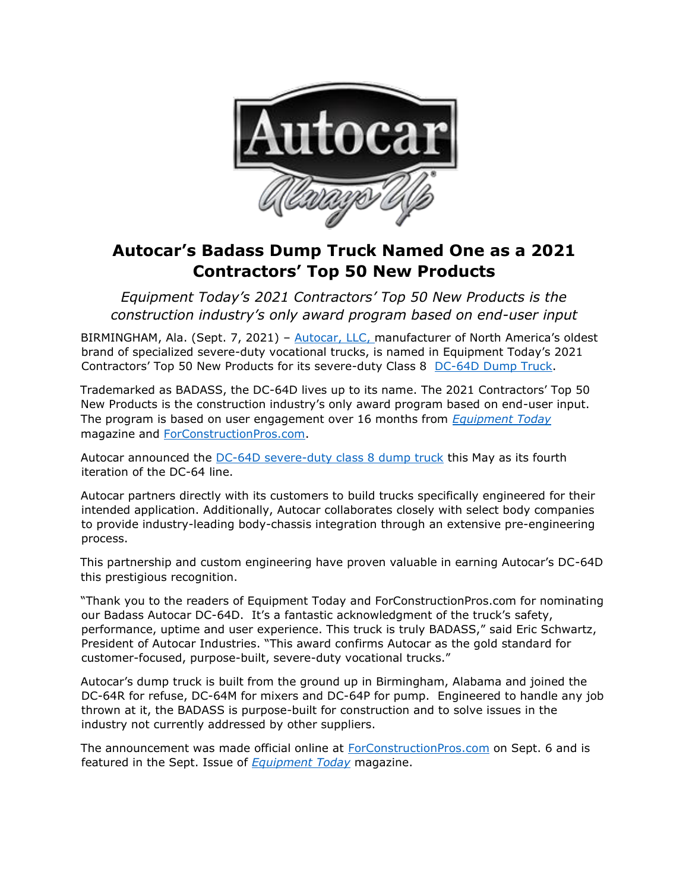# Autocar's Badass Dump Truck Named One as a 2021 Contractors' Top 50 New Products

*Equipment Today's 2021 Contractors' Top 50 New Products is the construction industry's only award program based on end-user input*

BIRMINGHAM, Ala. (Sept. 7, 2021) – Autocar, LLC, manufacturer of North America's oldest brand of specialized severe-duty vocational trucks, is named in Equipment Today's 2021 Contractors' Top 50 New Products for its severe-duty Class 8 DC-64D Dump Truck.

Trademarked as BADASS, the DC-64D lives up to its name. The 2021 Contractors' Top 50 New Products is the construction industry's only award program based on end-user input. The program is based on user engagement over 16 months from *Equipment Today* magazine and ForConstructionPros.com.

Autocar announced the DC-64D severe-duty class 8 dump truck this May as its fourth iteration of the DC-64 line.

Autocar partners directly with its customers to build trucks specifically engineered for their intended application. Additionally, Autocar collaborates closely with select body companies to provide industry-leading body-chassis integration through an extensive pre-engineering process.

This partnership and custom engineering have proven valuable in earning Autocar's DC-64D this prestigious recognition.

"Thank you to the readers of Equipment Today and ForConstructionPros.com for nominating our Badass Autocar DC-64D. It's a fantastic acknowledgment of the truck's safety, performance, uptime and user experience. This truck is truly BADASS," said Eric Schwartz, President of Autocar Industries. "This award confirms Autocar as the gold standard for customer-focused, purpose-built, severe-duty vocational trucks."

Autocar's dump truck is built from the ground up in Birmingham, Alabama and joined the DC-64R for refuse, DC-64M for mixers and DC-64P for pump. Engineered to handle any job thrown at it, the BADASS is purpose-built for construction and to solve issues in the industry not currently addressed by other suppliers.

The announcement was made official online at ForConstructionPros.com on Sept. 6 and is featured in the Sept. Issue of *Equipment Today* magazine.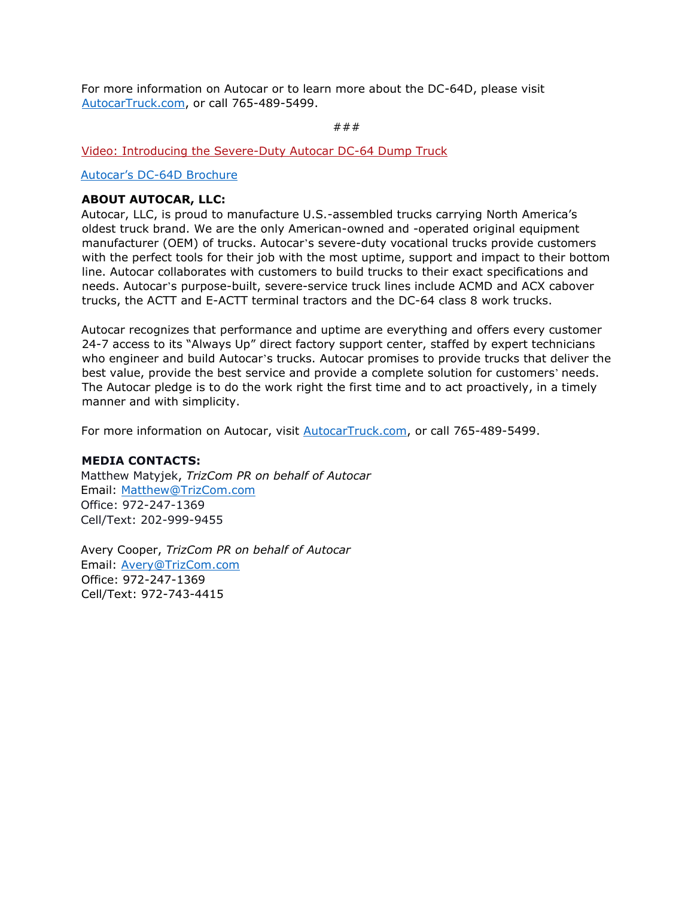For more information on Autocar or to learn more about the DC-64D, please visit AutocarTruck.com, or call 765-489-5499.

###

Video: Introducing the Severe-Duty Autocar DC-64 Dump Truck

Autocar's DC-64D Brochure

**ABOUT AUTOCAR, LLC:**
Autocar, LLC, is proud to manufacture U.S.-assembled trucks carrying North America's oldest truck brand. We are the only American-owned and -operated original equipment manufacturer (OEM) of trucks. Autocar's severe-duty vocational trucks provide customers with the perfect tools for their job with the most uptime, support and impact to their bottom line. Autocar collaborates with customers to build trucks to their exact specifications and needs. Autocar's purpose-built, severe-service truck lines include ACMD and ACX cabover trucks, the ACTT and E-ACTT terminal tractors and the DC-64 class 8 work trucks.

Autocar recognizes that performance and uptime are everything and offers every customer 24-7 access to its "Always Up" direct factory support center, staffed by expert technicians who engineer and build Autocar's trucks. Autocar promises to provide trucks that deliver the best value, provide the best service and provide a complete solution for customers' needs. The Autocar pledge is to do the work right the first time and to act proactively, in a timely manner and with simplicity.

For more information on Autocar, visit AutocarTruck.com, or call 765-489-5499.

**MEDIA CONTACTS:**
Matthew Matyjek, *TrizCom PR on behalf of Autocar*
Email: Matthew@TrizCom.com
Office: 972-247-1369
Cell/Text: 202-999-9455

Avery Cooper, *TrizCom PR on behalf of Autocar*
Email: Avery@TrizCom.com
Office: 972-247-1369
Cell/Text: 972-743-4415